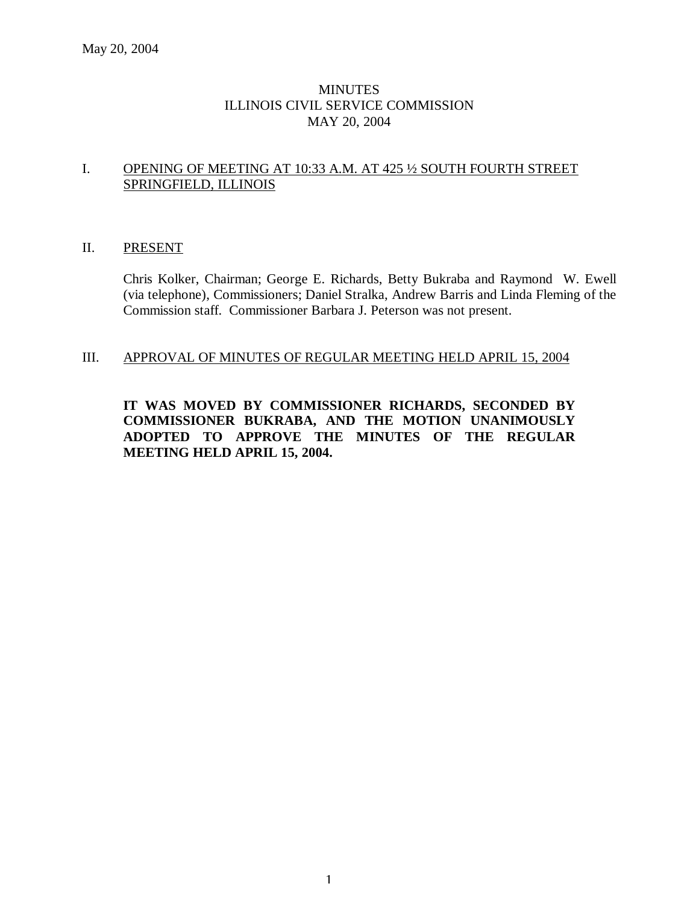May 20, 2004

# MINUTES
# ILLINOIS CIVIL SERVICE COMMISSION
# MAY 20, 2004

## I. OPENING OF MEETING AT 10:33 A.M. AT 425 ½ SOUTH FOURTH STREET SPRINGFIELD, ILLINOIS

## II. PRESENT

Chris Kolker, Chairman; George E. Richards, Betty Bukraba and Raymond W. Ewell (via telephone), Commissioners; Daniel Stralka, Andrew Barris and Linda Fleming of the Commission staff. Commissioner Barbara J. Peterson was not present.

## III. APPROVAL OF MINUTES OF REGULAR MEETING HELD APRIL 15, 2004

**IT WAS MOVED BY COMMISSIONER RICHARDS, SECONDED BY COMMISSIONER BUKRABA, AND THE MOTION UNANIMOUSLY ADOPTED TO APPROVE THE MINUTES OF THE REGULAR MEETING HELD APRIL 15, 2004.**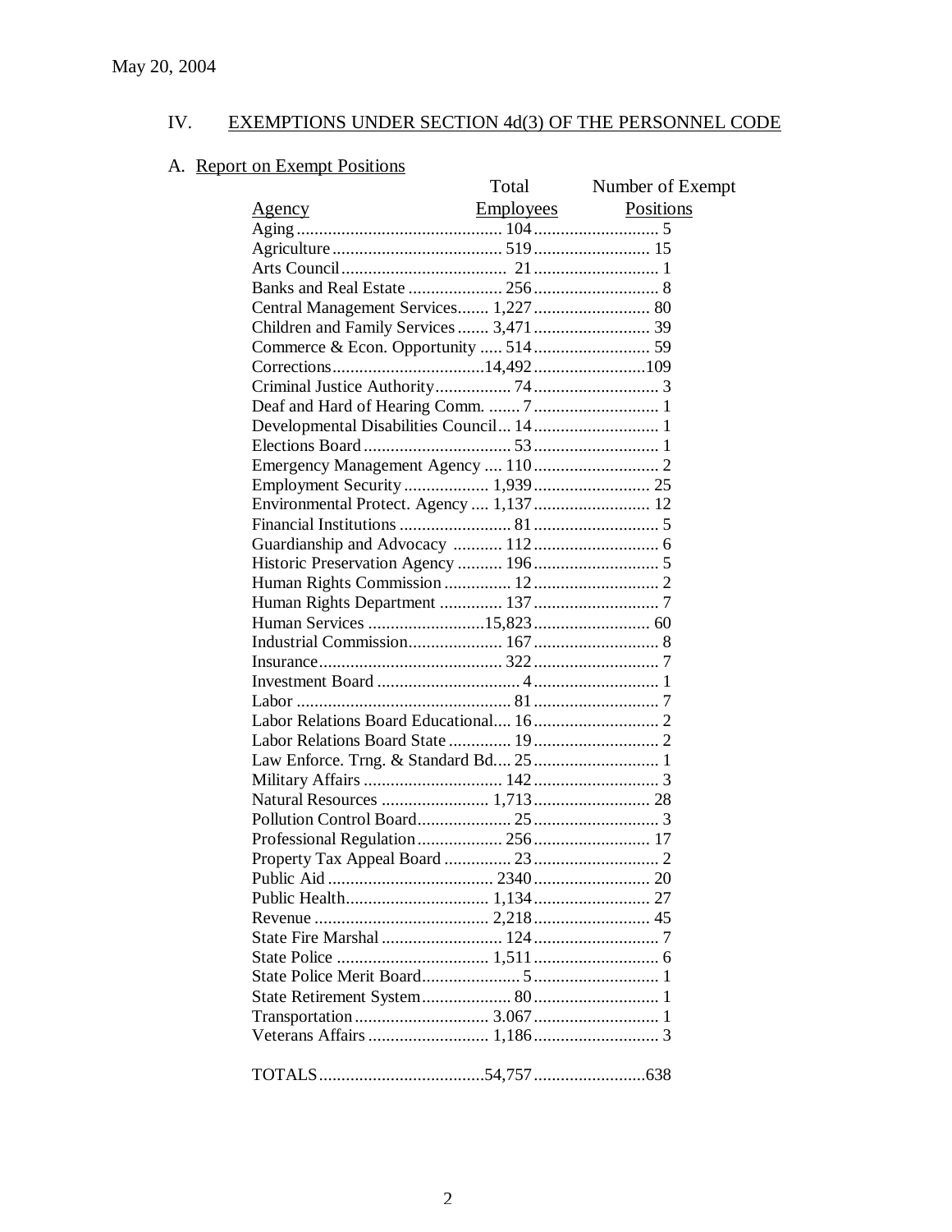May 20, 2004

## IV. EXEMPTIONS UNDER SECTION 4d(3) OF THE PERSONNEL CODE

### A. Report on Exempt Positions

| Agency | Total Employees | Number of Exempt Positions |
|---|---|---|
| Aging | 104 | 5 |
| Agriculture | 519 | 15 |
| Arts Council | 21 | 1 |
| Banks and Real Estate | 256 | 8 |
| Central Management Services | 1,227 | 80 |
| Children and Family Services | 3,471 | 39 |
| Commerce & Econ. Opportunity | 514 | 59 |
| Corrections | 14,492 | 109 |
| Criminal Justice Authority | 74 | 3 |
| Deaf and Hard of Hearing Comm. | 7 | 1 |
| Developmental Disabilities Council | 14 | 1 |
| Elections Board | 53 | 1 |
| Emergency Management Agency | 110 | 2 |
| Employment Security | 1,939 | 25 |
| Environmental Protect. Agency | 1,137 | 12 |
| Financial Institutions | 81 | 5 |
| Guardianship and Advocacy | 112 | 6 |
| Historic Preservation Agency | 196 | 5 |
| Human Rights Commission | 12 | 2 |
| Human Rights Department | 137 | 7 |
| Human Services | 15,823 | 60 |
| Industrial Commission | 167 | 8 |
| Insurance | 322 | 7 |
| Investment Board | 4 | 1 |
| Labor | 81 | 7 |
| Labor Relations Board Educational | 16 | 2 |
| Labor Relations Board State | 19 | 2 |
| Law Enforce. Trng. & Standard Bd. | 25 | 1 |
| Military Affairs | 142 | 3 |
| Natural Resources | 1,713 | 28 |
| Pollution Control Board | 25 | 3 |
| Professional Regulation | 256 | 17 |
| Property Tax Appeal Board | 23 | 2 |
| Public Aid | 2340 | 20 |
| Public Health | 1,134 | 27 |
| Revenue | 2,218 | 45 |
| State Fire Marshal | 124 | 7 |
| State Police | 1,511 | 6 |
| State Police Merit Board | 5 | 1 |
| State Retirement System | 80 | 1 |
| Transportation | 3.067 | 1 |
| Veterans Affairs | 1,186 | 3 |
| TOTALS | 54,757 | 638 |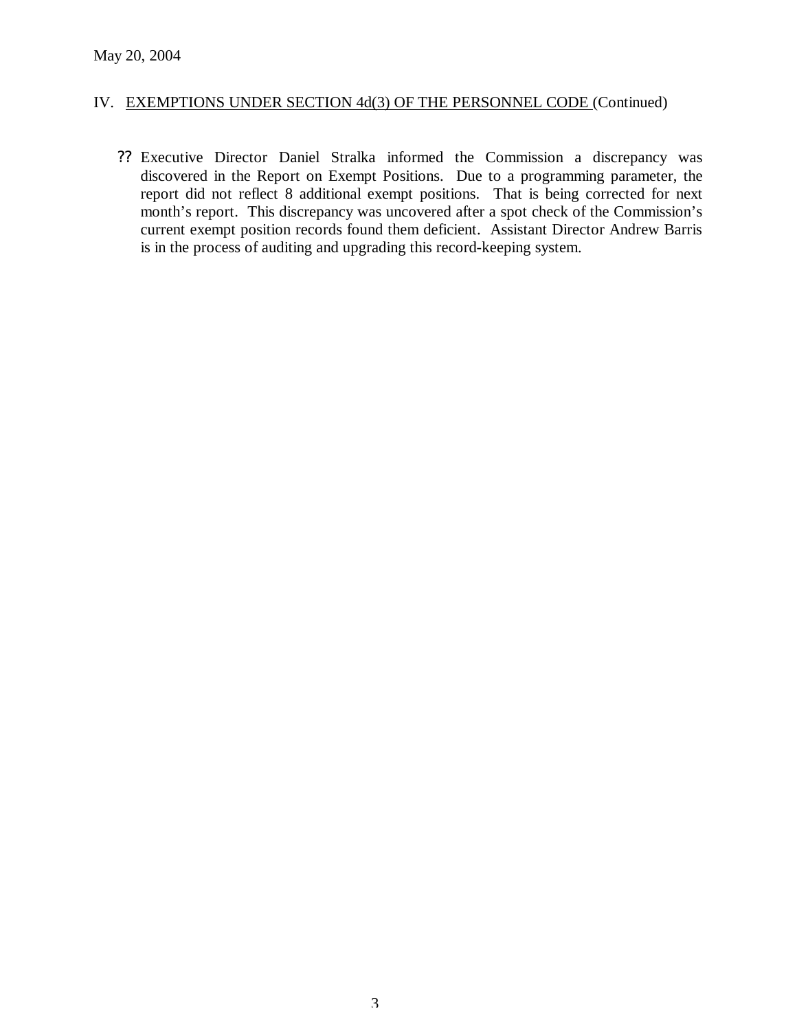May 20, 2004

## IV. EXEMPTIONS UNDER SECTION 4d(3) OF THE PERSONNEL CODE (Continued)

- Executive Director Daniel Stralka informed the Commission a discrepancy was discovered in the Report on Exempt Positions. Due to a programming parameter, the report did not reflect 8 additional exempt positions. That is being corrected for next month's report. This discrepancy was uncovered after a spot check of the Commission's current exempt position records found them deficient. Assistant Director Andrew Barris is in the process of auditing and upgrading this record-keeping system.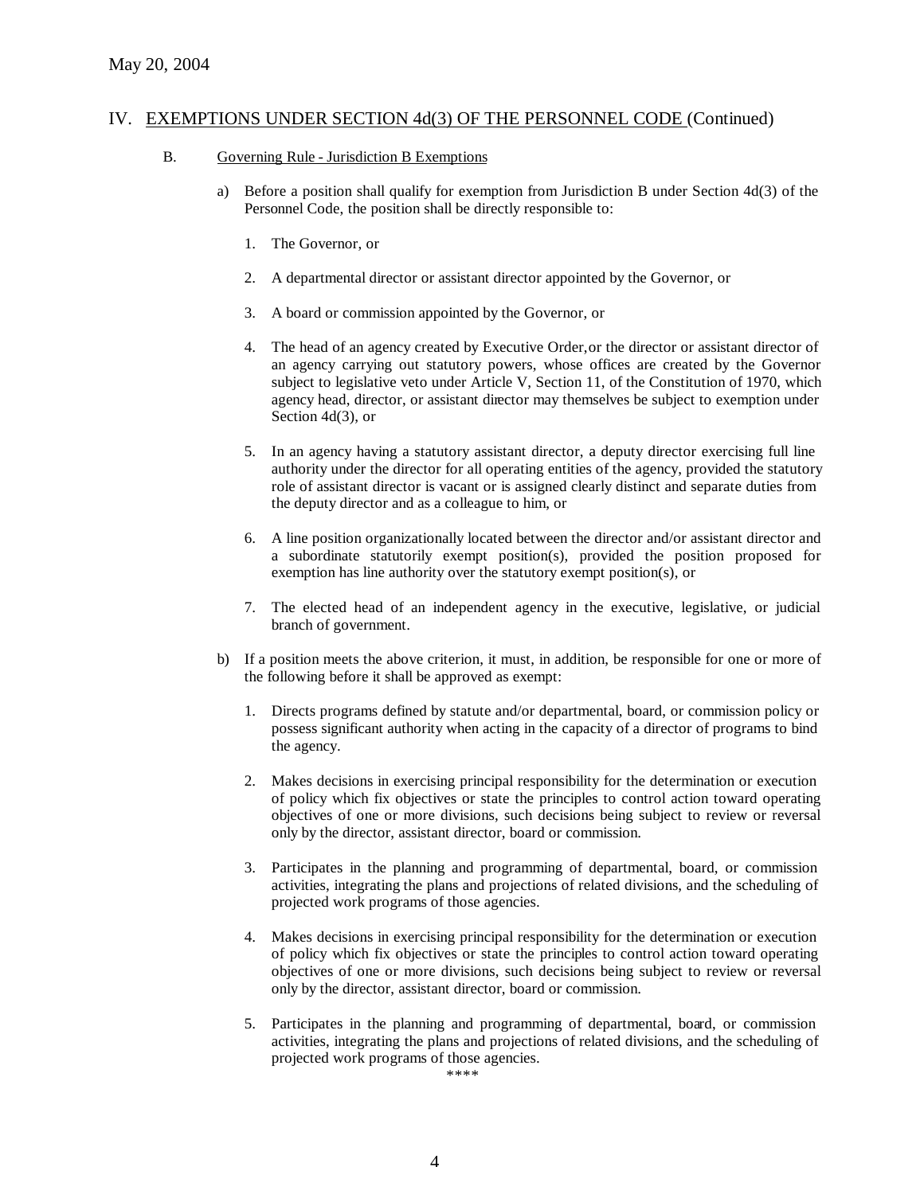May 20, 2004

## IV. EXEMPTIONS UNDER SECTION 4d(3) OF THE PERSONNEL CODE (Continued)

### B. Governing Rule - Jurisdiction B Exemptions

a) Before a position shall qualify for exemption from Jurisdiction B under Section 4d(3) of the Personnel Code, the position shall be directly responsible to:

1. The Governor, or

2. A departmental director or assistant director appointed by the Governor, or

3. A board or commission appointed by the Governor, or

4. The head of an agency created by Executive Order, or the director or assistant director of an agency carrying out statutory powers, whose offices are created by the Governor subject to legislative veto under Article V, Section 11, of the Constitution of 1970, which agency head, director, or assistant director may themselves be subject to exemption under Section 4d(3), or

5. In an agency having a statutory assistant director, a deputy director exercising full line authority under the director for all operating entities of the agency, provided the statutory role of assistant director is vacant or is assigned clearly distinct and separate duties from the deputy director and as a colleague to him, or

6. A line position organizationally located between the director and/or assistant director and a subordinate statutorily exempt position(s), provided the position proposed for exemption has line authority over the statutory exempt position(s), or

7. The elected head of an independent agency in the executive, legislative, or judicial branch of government.

b) If a position meets the above criterion, it must, in addition, be responsible for one or more of the following before it shall be approved as exempt:

1. Directs programs defined by statute and/or departmental, board, or commission policy or possess significant authority when acting in the capacity of a director of programs to bind the agency.

2. Makes decisions in exercising principal responsibility for the determination or execution of policy which fix objectives or state the principles to control action toward operating objectives of one or more divisions, such decisions being subject to review or reversal only by the director, assistant director, board or commission.

3. Participates in the planning and programming of departmental, board, or commission activities, integrating the plans and projections of related divisions, and the scheduling of projected work programs of those agencies.

4. Makes decisions in exercising principal responsibility for the determination or execution of policy which fix objectives or state the principles to control action toward operating objectives of one or more divisions, such decisions being subject to review or reversal only by the director, assistant director, board or commission.

5. Participates in the planning and programming of departmental, board, or commission activities, integrating the plans and projections of related divisions, and the scheduling of projected work programs of those agencies.

****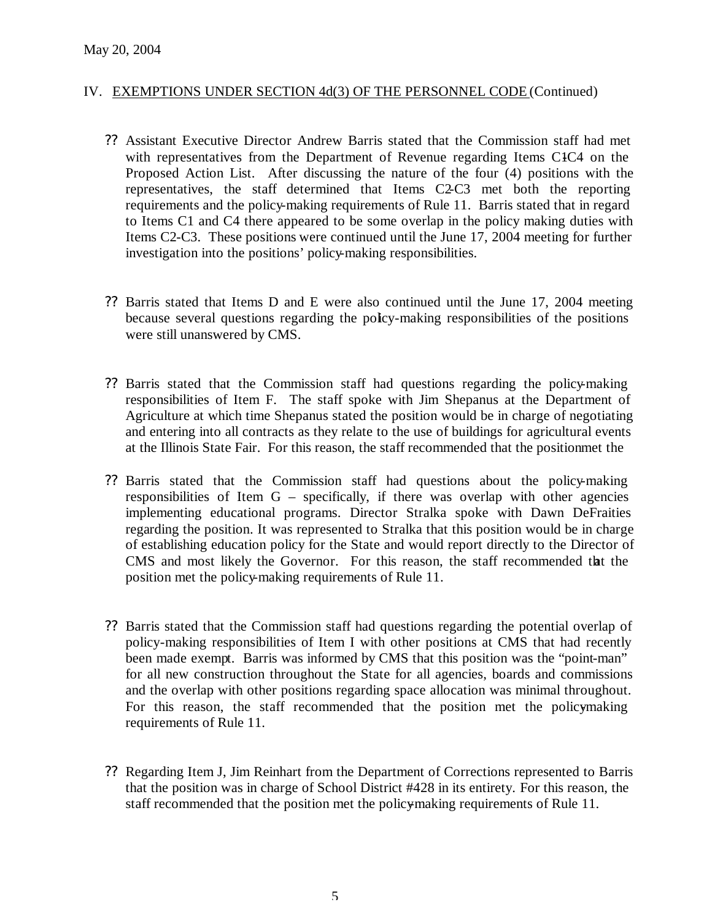May 20, 2004

IV. EXEMPTIONS UNDER SECTION 4d(3) OF THE PERSONNEL CODE (Continued)

- Assistant Executive Director Andrew Barris stated that the Commission staff had met with representatives from the Department of Revenue regarding Items C1-C4 on the Proposed Action List. After discussing the nature of the four (4) positions with the representatives, the staff determined that Items C2-C3 met both the reporting requirements and the policy-making requirements of Rule 11. Barris stated that in regard to Items C1 and C4 there appeared to be some overlap in the policy making duties with Items C2-C3. These positions were continued until the June 17, 2004 meeting for further investigation into the positions' policy-making responsibilities.

- Barris stated that Items D and E were also continued until the June 17, 2004 meeting because several questions regarding the policy-making responsibilities of the positions were still unanswered by CMS.

- Barris stated that the Commission staff had questions regarding the policy-making responsibilities of Item F. The staff spoke with Jim Shepanus at the Department of Agriculture at which time Shepanus stated the position would be in charge of negotiating and entering into all contracts as they relate to the use of buildings for agricultural events at the Illinois State Fair. For this reason, the staff recommended that the position met the

- Barris stated that the Commission staff had questions about the policy-making responsibilities of Item G – specifically, if there was overlap with other agencies implementing educational programs. Director Stralka spoke with Dawn DeFraities regarding the position. It was represented to Stralka that this position would be in charge of establishing education policy for the State and would report directly to the Director of CMS and most likely the Governor. For this reason, the staff recommended that the position met the policy-making requirements of Rule 11.

- Barris stated that the Commission staff had questions regarding the potential overlap of policy-making responsibilities of Item I with other positions at CMS that had recently been made exempt. Barris was informed by CMS that this position was the "point-man" for all new construction throughout the State for all agencies, boards and commissions and the overlap with other positions regarding space allocation was minimal throughout. For this reason, the staff recommended that the position met the policy-making requirements of Rule 11.

- Regarding Item J, Jim Reinhart from the Department of Corrections represented to Barris that the position was in charge of School District #428 in its entirety. For this reason, the staff recommended that the position met the policy-making requirements of Rule 11.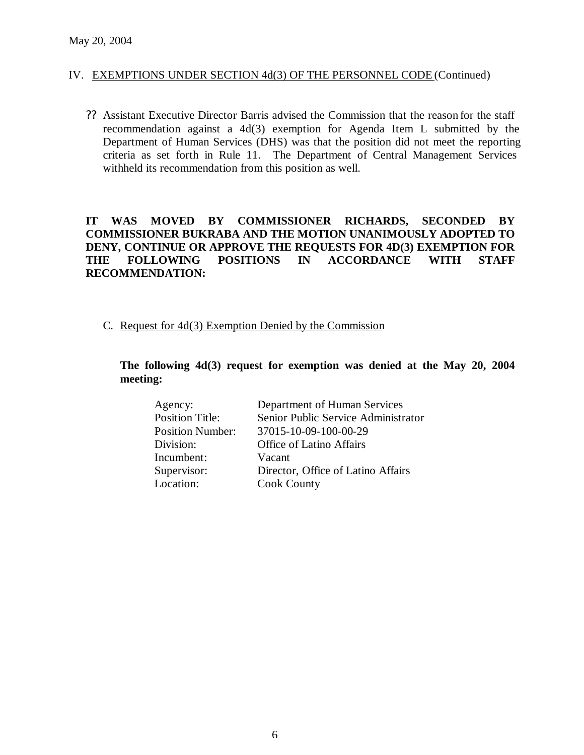May 20, 2004

IV. EXEMPTIONS UNDER SECTION 4d(3) OF THE PERSONNEL CODE (Continued)

?? Assistant Executive Director Barris advised the Commission that the reason for the staff recommendation against a 4d(3) exemption for Agenda Item L submitted by the Department of Human Services (DHS) was that the position did not meet the reporting criteria as set forth in Rule 11. The Department of Central Management Services withheld its recommendation from this position as well.

**IT WAS MOVED BY COMMISSIONER RICHARDS, SECONDED BY COMMISSIONER BUKRABA AND THE MOTION UNANIMOUSLY ADOPTED TO DENY, CONTINUE OR APPROVE THE REQUESTS FOR 4D(3) EXEMPTION FOR THE FOLLOWING POSITIONS IN ACCORDANCE WITH STAFF RECOMMENDATION:**

C. Request for 4d(3) Exemption Denied by the Commission

**The following 4d(3) request for exemption was denied at the May 20, 2004 meeting:**

| | |
|---|---|
| Agency: | Department of Human Services |
| Position Title: | Senior Public Service Administrator |
| Position Number: | 37015-10-09-100-00-29 |
| Division: | Office of Latino Affairs |
| Incumbent: | Vacant |
| Supervisor: | Director, Office of Latino Affairs |
| Location: | Cook County |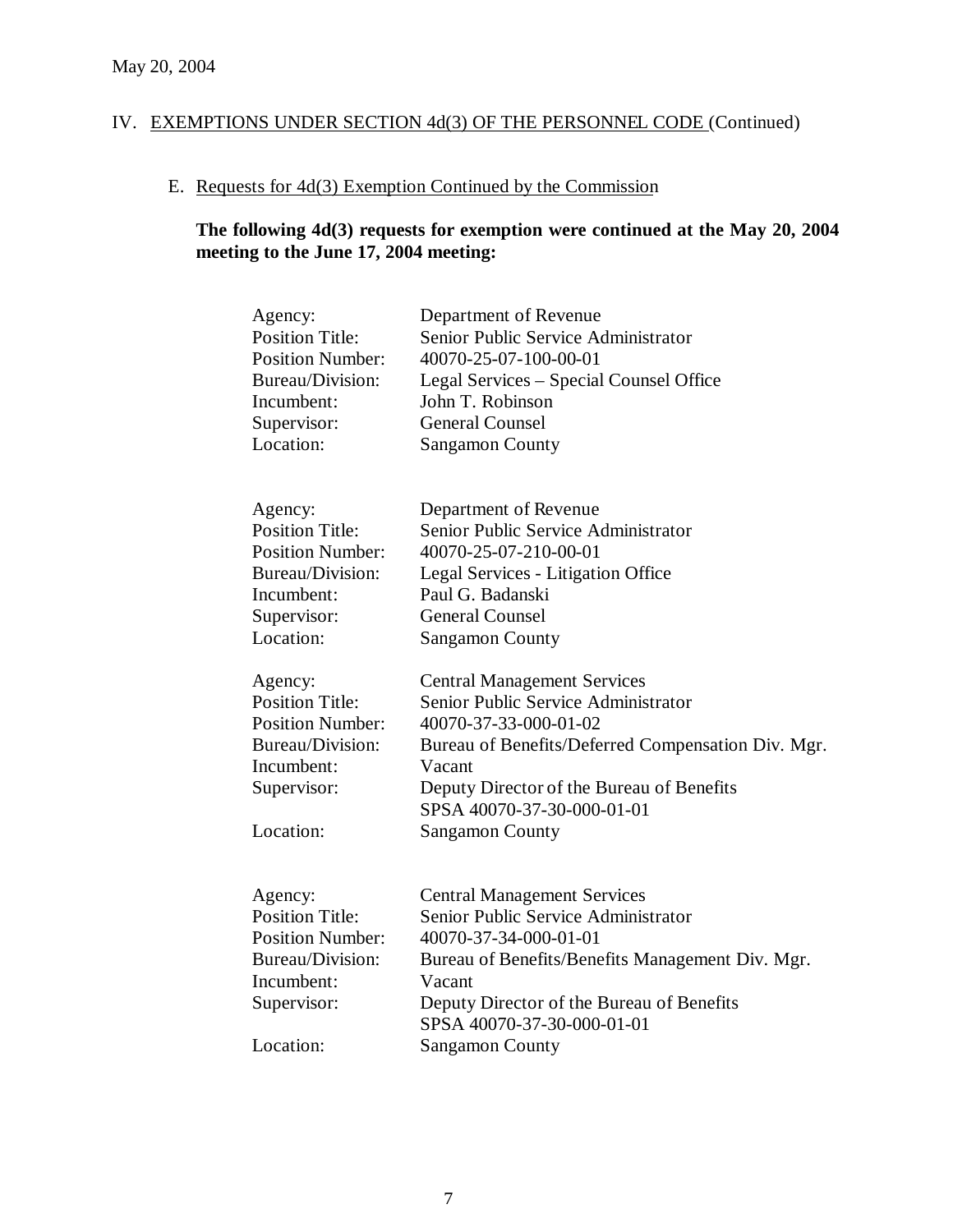May 20, 2004

## IV. EXEMPTIONS UNDER SECTION 4d(3) OF THE PERSONNEL CODE (Continued)

### E. Requests for 4d(3) Exemption Continued by the Commission

**The following 4d(3) requests for exemption were continued at the May 20, 2004 meeting to the June 17, 2004 meeting:**

| | |
|---|---|
| Agency: | Department of Revenue |
| Position Title: | Senior Public Service Administrator |
| Position Number: | 40070-25-07-100-00-01 |
| Bureau/Division: | Legal Services – Special Counsel Office |
| Incumbent: | John T. Robinson |
| Supervisor: | General Counsel |
| Location: | Sangamon County |

| | |
|---|---|
| Agency: | Department of Revenue |
| Position Title: | Senior Public Service Administrator |
| Position Number: | 40070-25-07-210-00-01 |
| Bureau/Division: | Legal Services - Litigation Office |
| Incumbent: | Paul G. Badanski |
| Supervisor: | General Counsel |
| Location: | Sangamon County |

| | |
|---|---|
| Agency: | Central Management Services |
| Position Title: | Senior Public Service Administrator |
| Position Number: | 40070-37-33-000-01-02 |
| Bureau/Division: | Bureau of Benefits/Deferred Compensation Div. Mgr. |
| Incumbent: | Vacant |
| Supervisor: | Deputy Director of the Bureau of Benefits SPSA 40070-37-30-000-01-01 |
| Location: | Sangamon County |

| | |
|---|---|
| Agency: | Central Management Services |
| Position Title: | Senior Public Service Administrator |
| Position Number: | 40070-37-34-000-01-01 |
| Bureau/Division: | Bureau of Benefits/Benefits Management Div. Mgr. |
| Incumbent: | Vacant |
| Supervisor: | Deputy Director of the Bureau of Benefits SPSA 40070-37-30-000-01-01 |
| Location: | Sangamon County |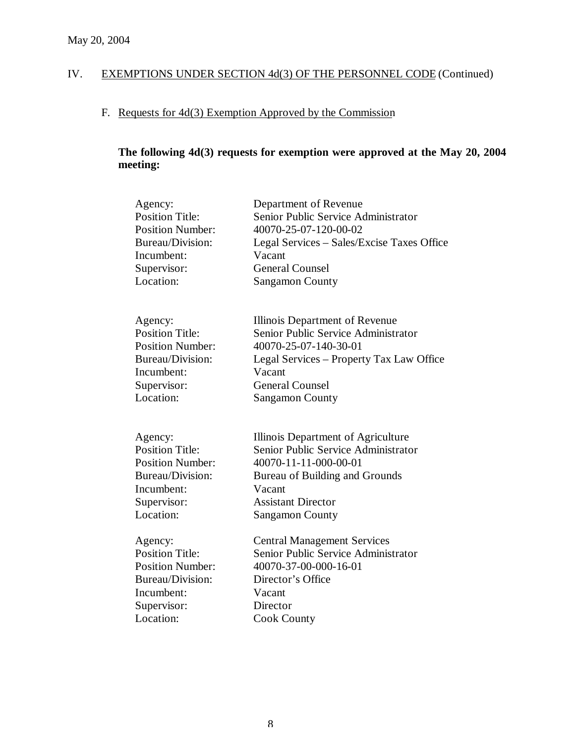May 20, 2004

## IV. EXEMPTIONS UNDER SECTION 4d(3) OF THE PERSONNEL CODE (Continued)

### F. Requests for 4d(3) Exemption Approved by the Commission

**The following 4d(3) requests for exemption were approved at the May 20, 2004 meeting:**

| | |
|---|---|
| Agency: | Department of Revenue |
| Position Title: | Senior Public Service Administrator |
| Position Number: | 40070-25-07-120-00-02 |
| Bureau/Division: | Legal Services – Sales/Excise Taxes Office |
| Incumbent: | Vacant |
| Supervisor: | General Counsel |
| Location: | Sangamon County |

| | |
|---|---|
| Agency: | Illinois Department of Revenue |
| Position Title: | Senior Public Service Administrator |
| Position Number: | 40070-25-07-140-30-01 |
| Bureau/Division: | Legal Services – Property Tax Law Office |
| Incumbent: | Vacant |
| Supervisor: | General Counsel |
| Location: | Sangamon County |

| | |
|---|---|
| Agency: | Illinois Department of Agriculture |
| Position Title: | Senior Public Service Administrator |
| Position Number: | 40070-11-11-000-00-01 |
| Bureau/Division: | Bureau of Building and Grounds |
| Incumbent: | Vacant |
| Supervisor: | Assistant Director |
| Location: | Sangamon County |

| | |
|---|---|
| Agency: | Central Management Services |
| Position Title: | Senior Public Service Administrator |
| Position Number: | 40070-37-00-000-16-01 |
| Bureau/Division: | Director's Office |
| Incumbent: | Vacant |
| Supervisor: | Director |
| Location: | Cook County |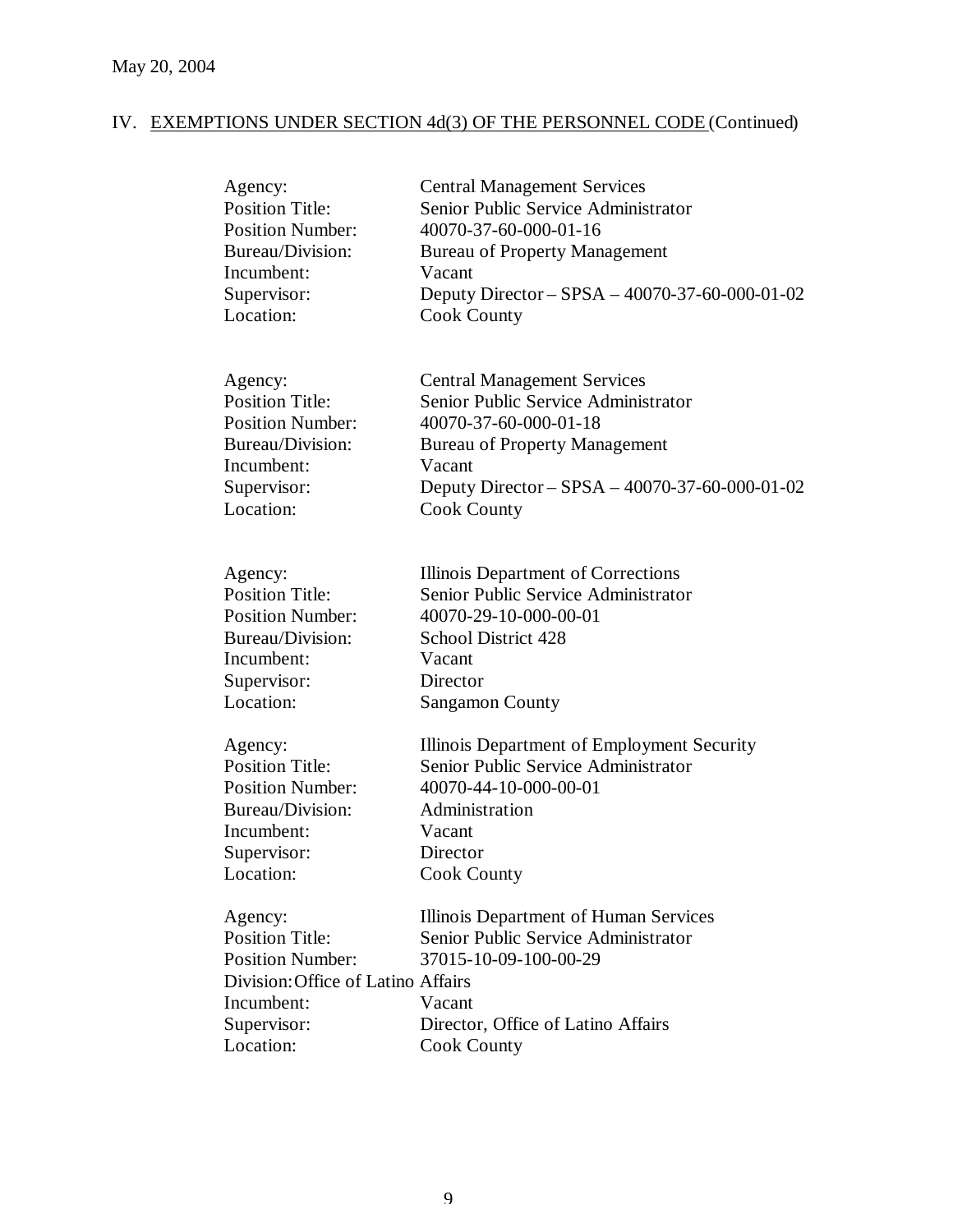May 20, 2004

## IV. EXEMPTIONS UNDER SECTION 4d(3) OF THE PERSONNEL CODE (Continued)

Agency: Central Management Services
Position Title: Senior Public Service Administrator
Position Number: 40070-37-60-000-01-16
Bureau/Division: Bureau of Property Management
Incumbent: Vacant
Supervisor: Deputy Director – SPSA – 40070-37-60-000-01-02
Location: Cook County

Agency: Central Management Services
Position Title: Senior Public Service Administrator
Position Number: 40070-37-60-000-01-18
Bureau/Division: Bureau of Property Management
Incumbent: Vacant
Supervisor: Deputy Director – SPSA – 40070-37-60-000-01-02
Location: Cook County

Agency: Illinois Department of Corrections
Position Title: Senior Public Service Administrator
Position Number: 40070-29-10-000-00-01
Bureau/Division: School District 428
Incumbent: Vacant
Supervisor: Director
Location: Sangamon County

Agency: Illinois Department of Employment Security
Position Title: Senior Public Service Administrator
Position Number: 40070-44-10-000-00-01
Bureau/Division: Administration
Incumbent: Vacant
Supervisor: Director
Location: Cook County

Agency: Illinois Department of Human Services
Position Title: Senior Public Service Administrator
Position Number: 37015-10-09-100-00-29
Division: Office of Latino Affairs
Incumbent: Vacant
Supervisor: Director, Office of Latino Affairs
Location: Cook County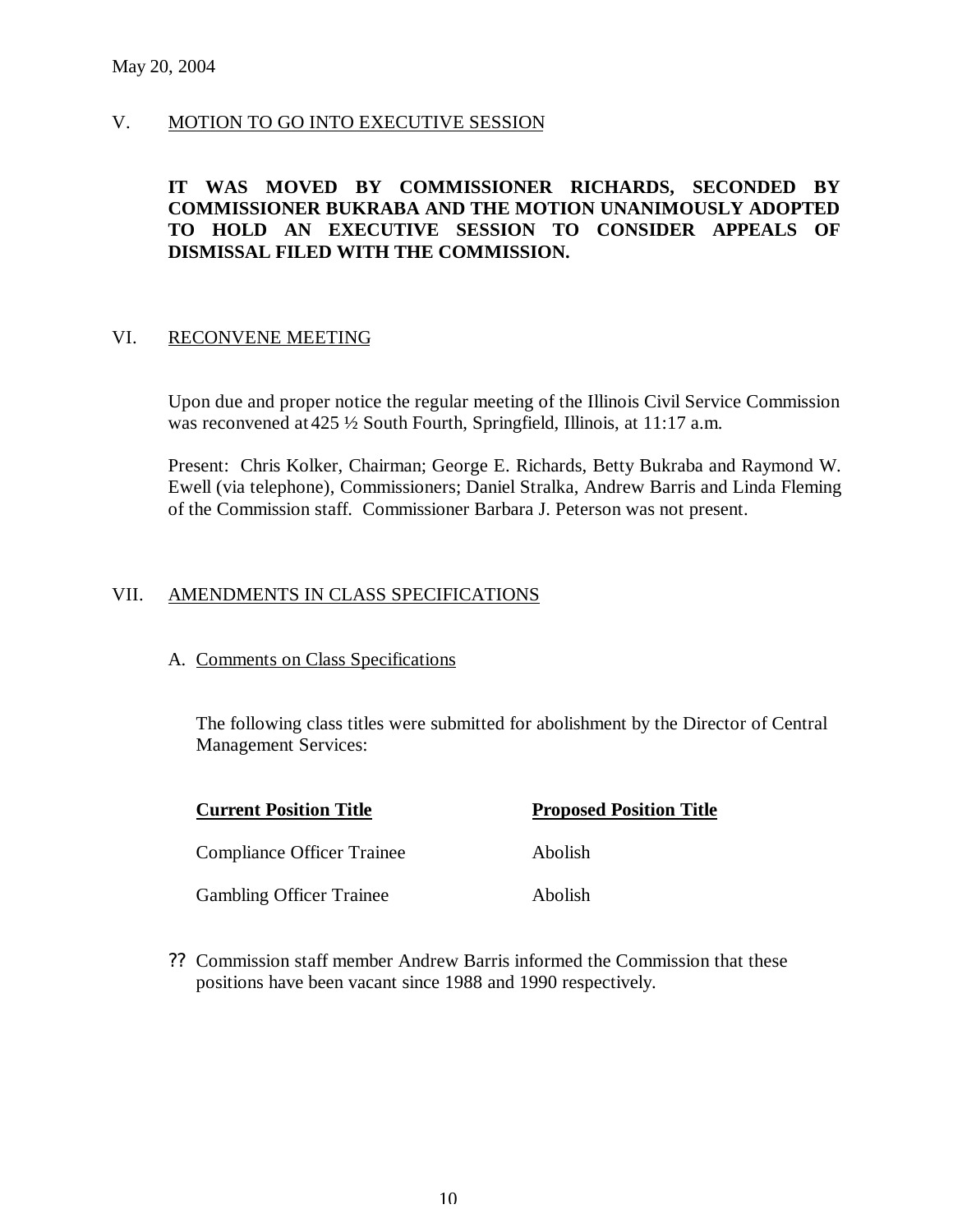May 20, 2004

## V. MOTION TO GO INTO EXECUTIVE SESSION

**IT WAS MOVED BY COMMISSIONER RICHARDS, SECONDED BY COMMISSIONER BUKRABA AND THE MOTION UNANIMOUSLY ADOPTED TO HOLD AN EXECUTIVE SESSION TO CONSIDER APPEALS OF DISMISSAL FILED WITH THE COMMISSION.**

## VI. RECONVENE MEETING

Upon due and proper notice the regular meeting of the Illinois Civil Service Commission was reconvened at 425 ½ South Fourth, Springfield, Illinois, at 11:17 a.m.

Present: Chris Kolker, Chairman; George E. Richards, Betty Bukraba and Raymond W. Ewell (via telephone), Commissioners; Daniel Stralka, Andrew Barris and Linda Fleming of the Commission staff. Commissioner Barbara J. Peterson was not present.

## VII. AMENDMENTS IN CLASS SPECIFICATIONS

### A. Comments on Class Specifications

The following class titles were submitted for abolishment by the Director of Central Management Services:

| Current Position Title | Proposed Position Title |
| --- | --- |
| Compliance Officer Trainee | Abolish |
| Gambling Officer Trainee | Abolish |

?? Commission staff member Andrew Barris informed the Commission that these positions have been vacant since 1988 and 1990 respectively.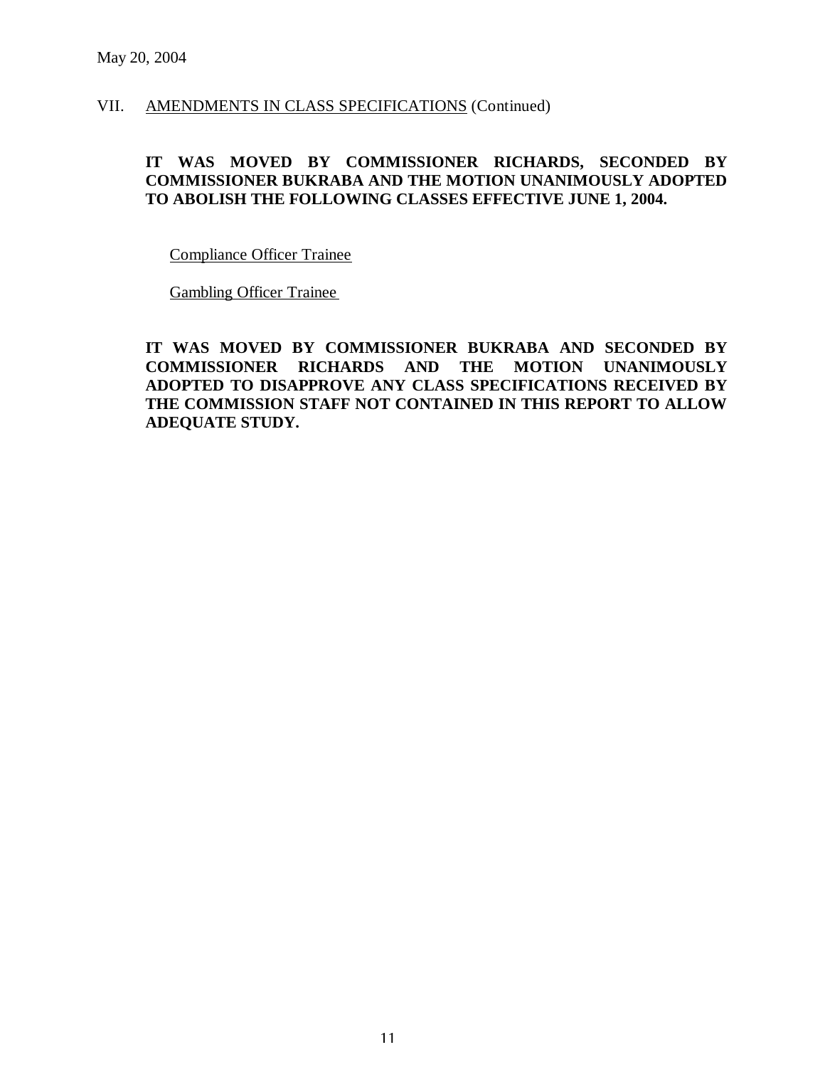May 20, 2004

## VII. AMENDMENTS IN CLASS SPECIFICATIONS (Continued)

**IT WAS MOVED BY COMMISSIONER RICHARDS, SECONDED BY COMMISSIONER BUKRABA AND THE MOTION UNANIMOUSLY ADOPTED TO ABOLISH THE FOLLOWING CLASSES EFFECTIVE JUNE 1, 2004.**

Compliance Officer Trainee

Gambling Officer Trainee

**IT WAS MOVED BY COMMISSIONER BUKRABA AND SECONDED BY COMMISSIONER RICHARDS AND THE MOTION UNANIMOUSLY ADOPTED TO DISAPPROVE ANY CLASS SPECIFICATIONS RECEIVED BY THE COMMISSION STAFF NOT CONTAINED IN THIS REPORT TO ALLOW ADEQUATE STUDY.**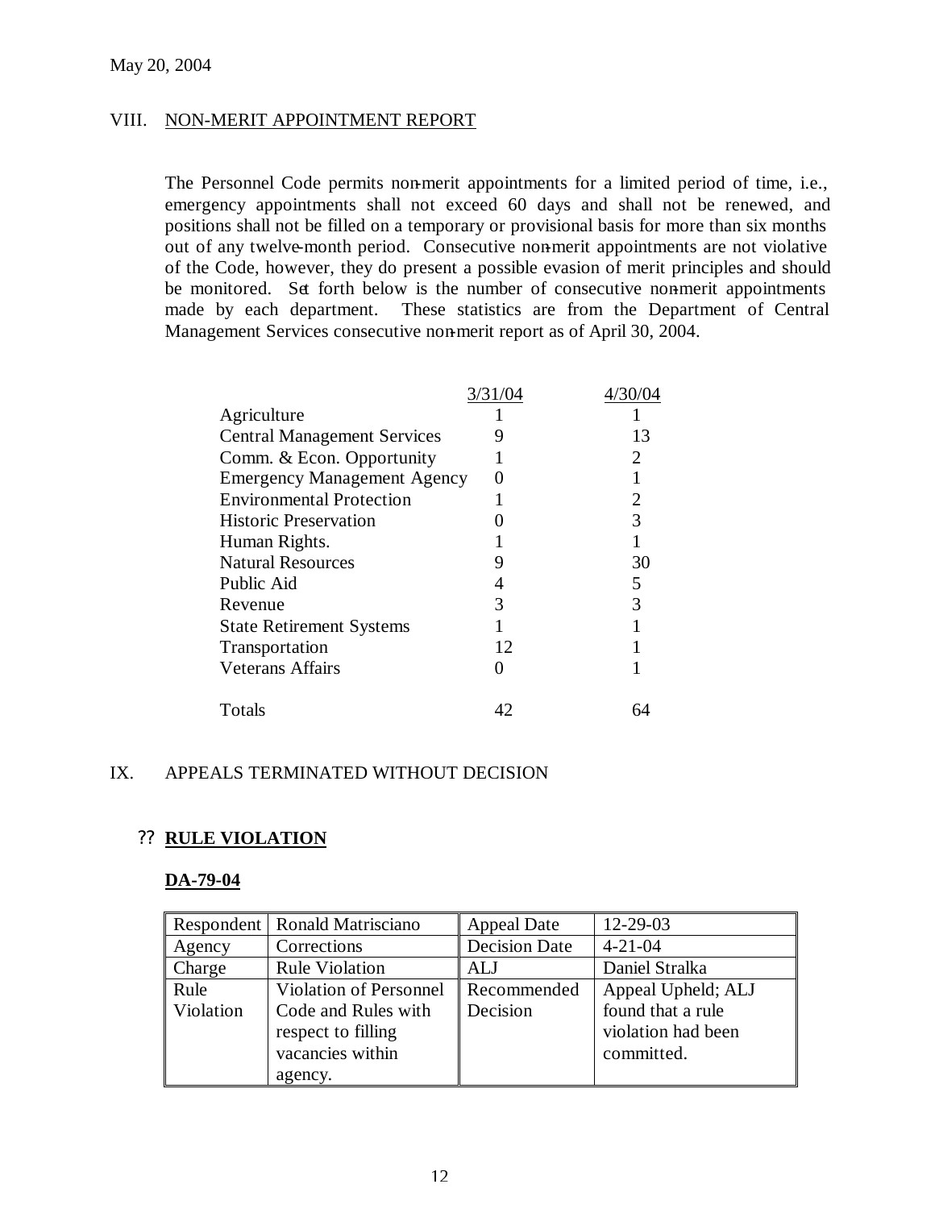May 20, 2004

## VIII. NON-MERIT APPOINTMENT REPORT

The Personnel Code permits non-merit appointments for a limited period of time, i.e., emergency appointments shall not exceed 60 days and shall not be renewed, and positions shall not be filled on a temporary or provisional basis for more than six months out of any twelve-month period. Consecutive non-merit appointments are not violative of the Code, however, they do present a possible evasion of merit principles and should be monitored. Set forth below is the number of consecutive non-merit appointments made by each department. These statistics are from the Department of Central Management Services consecutive non-merit report as of April 30, 2004.

| | 3/31/04 | 4/30/04 |
|---|---|---|
| Agriculture | 1 | 1 |
| Central Management Services | 9 | 13 |
| Comm. & Econ. Opportunity | 1 | 2 |
| Emergency Management Agency | 0 | 1 |
| Environmental Protection | 1 | 2 |
| Historic Preservation | 0 | 3 |
| Human Rights. | 1 | 1 |
| Natural Resources | 9 | 30 |
| Public Aid | 4 | 5 |
| Revenue | 3 | 3 |
| State Retirement Systems | 1 | 1 |
| Transportation | 12 | 1 |
| Veterans Affairs | 0 | 1 |
| Totals | 42 | 64 |

## IX. APPEALS TERMINATED WITHOUT DECISION

- **RULE VIOLATION**

**DA-79-04**

| Respondent | Ronald Matrisciano | Appeal Date | 12-29-03 |
|---|---|---|---|
| Agency | Corrections | Decision Date | 4-21-04 |
| Charge | Rule Violation | ALJ | Daniel Stralka |
| Rule Violation | Violation of Personnel Code and Rules with respect to filling vacancies within agency. | Recommended Decision | Appeal Upheld; ALJ found that a rule violation had been committed. |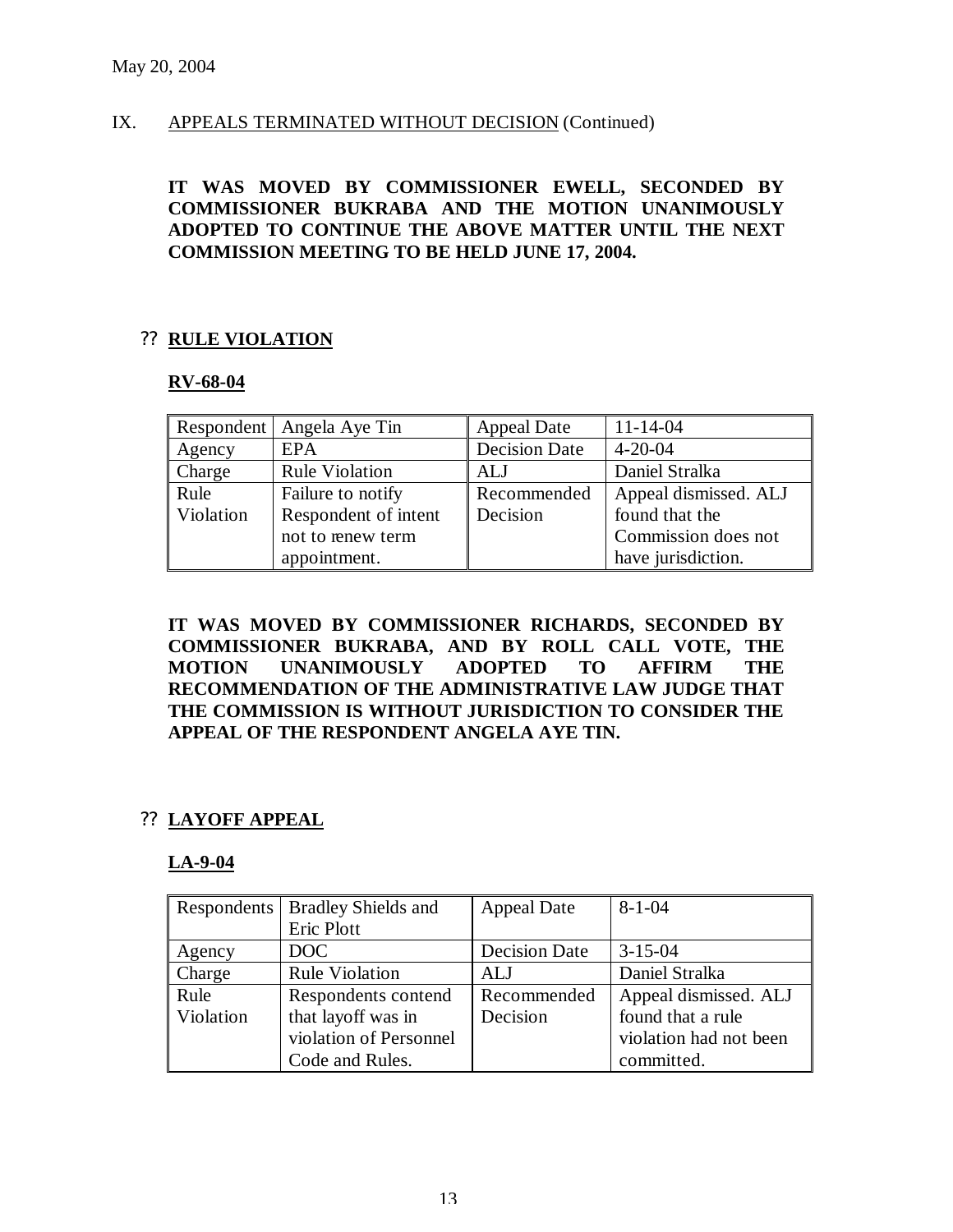May 20, 2004

IX. APPEALS TERMINATED WITHOUT DECISION (Continued)

**IT WAS MOVED BY COMMISSIONER EWELL, SECONDED BY COMMISSIONER BUKRABA AND THE MOTION UNANIMOUSLY ADOPTED TO CONTINUE THE ABOVE MATTER UNTIL THE NEXT COMMISSION MEETING TO BE HELD JUNE 17, 2004.**

?? **RULE VIOLATION**

**RV-68-04**

| Respondent | Angela Aye Tin | Appeal Date | 11-14-04 |
|---|---|---|---|
| Agency | EPA | Decision Date | 4-20-04 |
| Charge | Rule Violation | ALJ | Daniel Stralka |
| Rule Violation | Failure to notify Respondent of intent not to renew term appointment. | Recommended Decision | Appeal dismissed. ALJ found that the Commission does not have jurisdiction. |

**IT WAS MOVED BY COMMISSIONER RICHARDS, SECONDED BY COMMISSIONER BUKRABA, AND BY ROLL CALL VOTE, THE MOTION UNANIMOUSLY ADOPTED TO AFFIRM THE RECOMMENDATION OF THE ADMINISTRATIVE LAW JUDGE THAT THE COMMISSION IS WITHOUT JURISDICTION TO CONSIDER THE APPEAL OF THE RESPONDENT ANGELA AYE TIN.**

?? **LAYOFF APPEAL**

**LA-9-04**

| Respondents | Bradley Shields and Eric Plott | Appeal Date | 8-1-04 |
|---|---|---|---|
| Agency | DOC | Decision Date | 3-15-04 |
| Charge | Rule Violation | ALJ | Daniel Stralka |
| Rule Violation | Respondents contend that layoff was in violation of Personnel Code and Rules. | Recommended Decision | Appeal dismissed. ALJ found that a rule violation had not been committed. |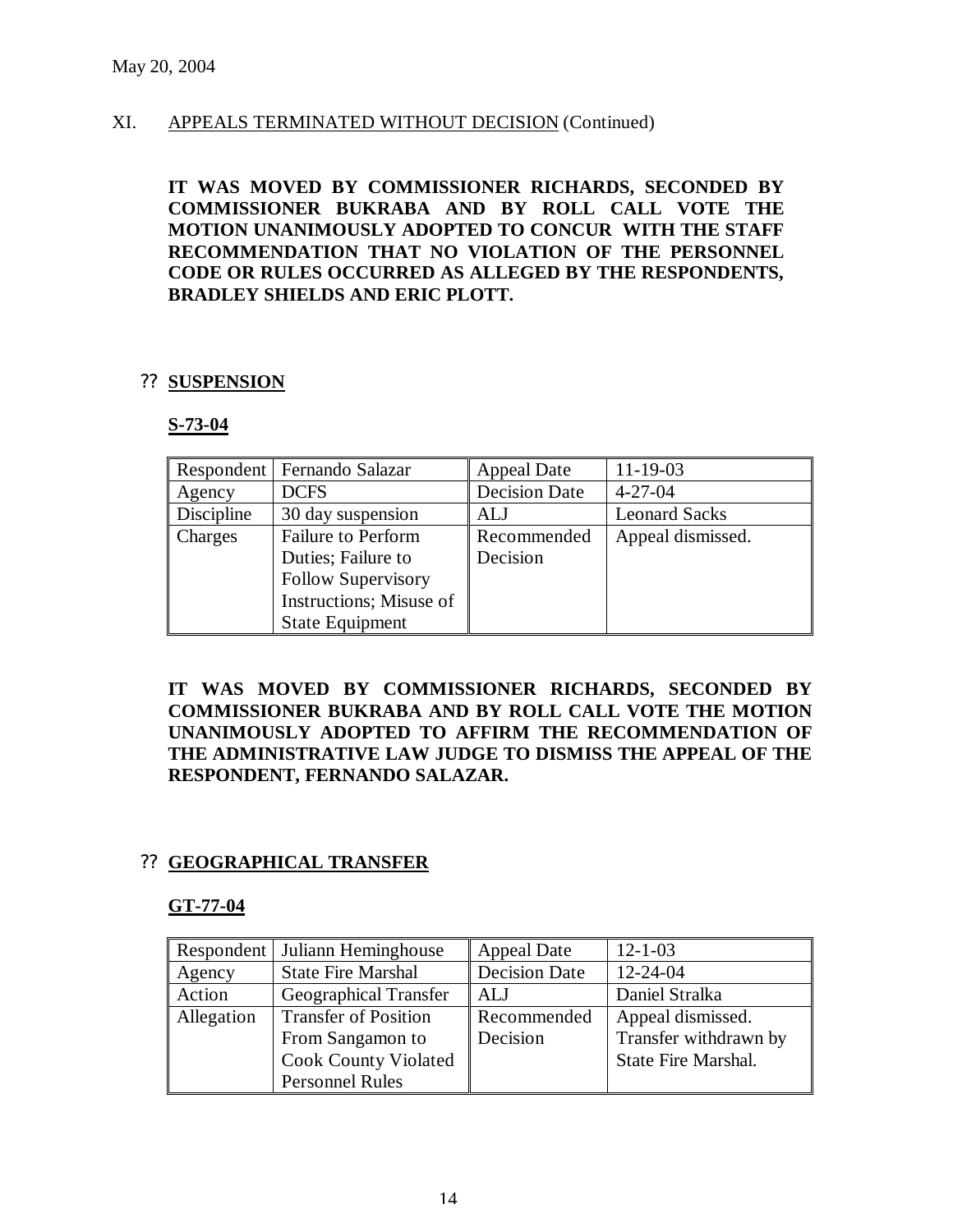May 20, 2004

XI. APPEALS TERMINATED WITHOUT DECISION (Continued)

**IT WAS MOVED BY COMMISSIONER RICHARDS, SECONDED BY COMMISSIONER BUKRABA AND BY ROLL CALL VOTE THE MOTION UNANIMOUSLY ADOPTED TO CONCUR WITH THE STAFF RECOMMENDATION THAT NO VIOLATION OF THE PERSONNEL CODE OR RULES OCCURRED AS ALLEGED BY THE RESPONDENTS, BRADLEY SHIELDS AND ERIC PLOTT.**

?? **SUSPENSION**

**S-73-04**

| Respondent | Fernando Salazar | Appeal Date | 11-19-03 |
|---|---|---|---|
| Agency | DCFS | Decision Date | 4-27-04 |
| Discipline | 30 day suspension | ALJ | Leonard Sacks |
| Charges | Failure to Perform Duties; Failure to Follow Supervisory Instructions; Misuse of State Equipment | Recommended Decision | Appeal dismissed. |

**IT WAS MOVED BY COMMISSIONER RICHARDS, SECONDED BY COMMISSIONER BUKRABA AND BY ROLL CALL VOTE THE MOTION UNANIMOUSLY ADOPTED TO AFFIRM THE RECOMMENDATION OF THE ADMINISTRATIVE LAW JUDGE TO DISMISS THE APPEAL OF THE RESPONDENT, FERNANDO SALAZAR.**

?? **GEOGRAPHICAL TRANSFER**

**GT-77-04**

| Respondent | Juliann Heminghouse | Appeal Date | 12-1-03 |
|---|---|---|---|
| Agency | State Fire Marshal | Decision Date | 12-24-04 |
| Action | Geographical Transfer | ALJ | Daniel Stralka |
| Allegation | Transfer of Position From Sangamon to Cook County Violated Personnel Rules | Recommended Decision | Appeal dismissed. Transfer withdrawn by State Fire Marshal. |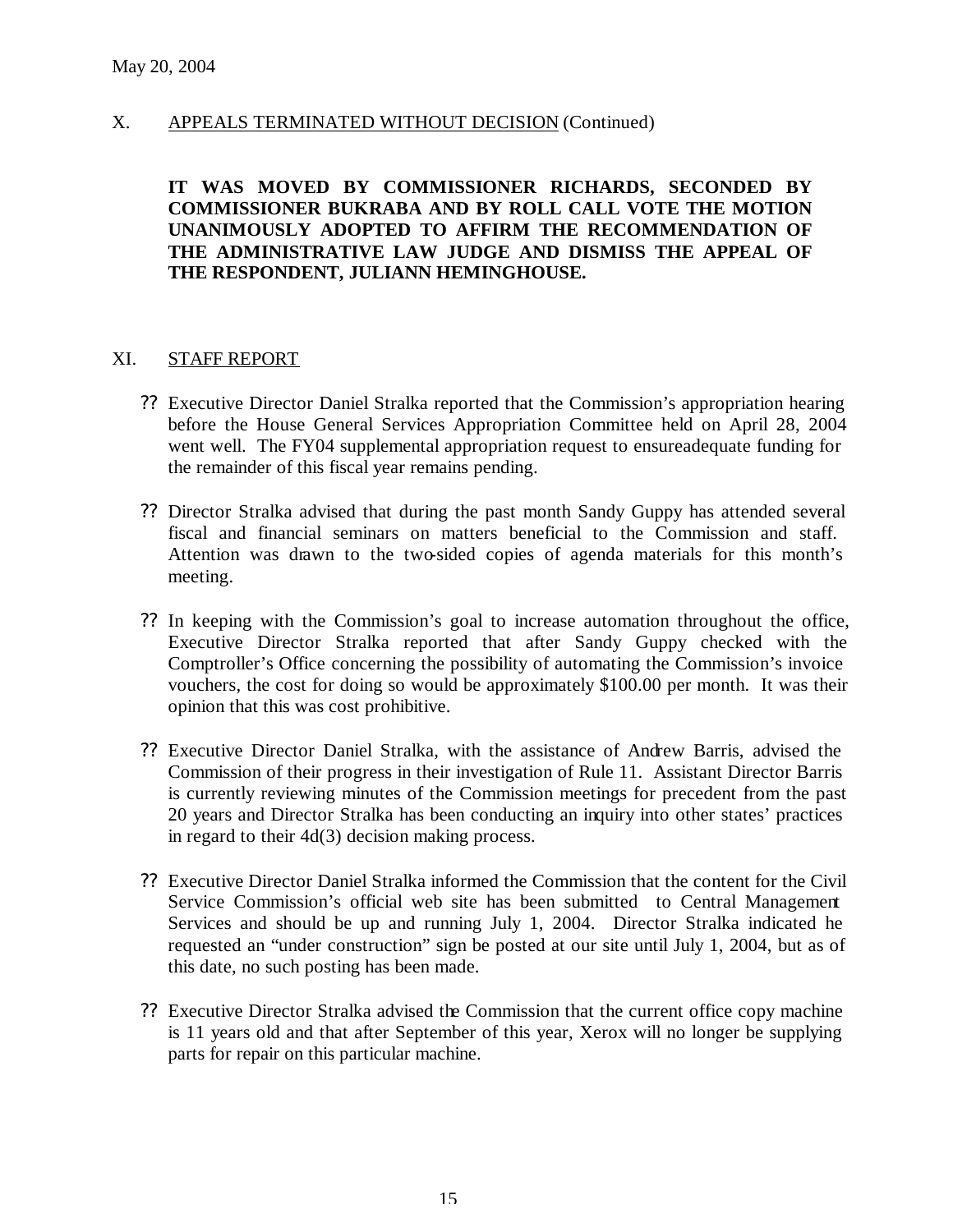May 20, 2004

## X. APPEALS TERMINATED WITHOUT DECISION (Continued)

**IT WAS MOVED BY COMMISSIONER RICHARDS, SECONDED BY COMMISSIONER BUKRABA AND BY ROLL CALL VOTE THE MOTION UNANIMOUSLY ADOPTED TO AFFIRM THE RECOMMENDATION OF THE ADMINISTRATIVE LAW JUDGE AND DISMISS THE APPEAL OF THE RESPONDENT, JULIANN HEMINGHOUSE.**

## XI. STAFF REPORT

- Executive Director Daniel Stralka reported that the Commission's appropriation hearing before the House General Services Appropriation Committee held on April 28, 2004 went well. The FY04 supplemental appropriation request to ensureadequate funding for the remainder of this fiscal year remains pending.

- Director Stralka advised that during the past month Sandy Guppy has attended several fiscal and financial seminars on matters beneficial to the Commission and staff. Attention was drawn to the two-sided copies of agenda materials for this month's meeting.

- In keeping with the Commission's goal to increase automation throughout the office, Executive Director Stralka reported that after Sandy Guppy checked with the Comptroller's Office concerning the possibility of automating the Commission's invoice vouchers, the cost for doing so would be approximately $100.00 per month. It was their opinion that this was cost prohibitive.

- Executive Director Daniel Stralka, with the assistance of Andrew Barris, advised the Commission of their progress in their investigation of Rule 11. Assistant Director Barris is currently reviewing minutes of the Commission meetings for precedent from the past 20 years and Director Stralka has been conducting an inquiry into other states' practices in regard to their 4d(3) decision making process.

- Executive Director Daniel Stralka informed the Commission that the content for the Civil Service Commission's official web site has been submitted to Central Management Services and should be up and running July 1, 2004. Director Stralka indicated he requested an "under construction" sign be posted at our site until July 1, 2004, but as of this date, no such posting has been made.

- Executive Director Stralka advised the Commission that the current office copy machine is 11 years old and that after September of this year, Xerox will no longer be supplying parts for repair on this particular machine.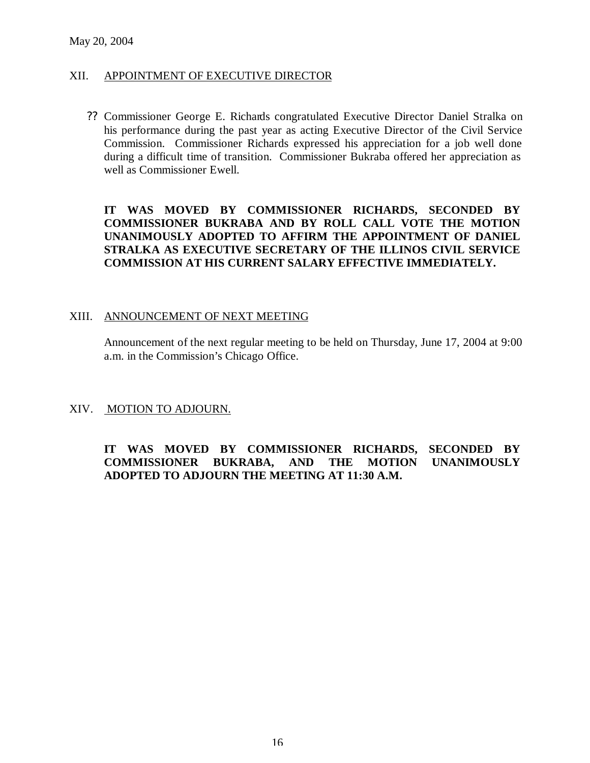May 20, 2004

XII. APPOINTMENT OF EXECUTIVE DIRECTOR

- Commissioner George E. Richards congratulated Executive Director Daniel Stralka on his performance during the past year as acting Executive Director of the Civil Service Commission. Commissioner Richards expressed his appreciation for a job well done during a difficult time of transition. Commissioner Bukraba offered her appreciation as well as Commissioner Ewell.

**IT WAS MOVED BY COMMISSIONER RICHARDS, SECONDED BY COMMISSIONER BUKRABA AND BY ROLL CALL VOTE THE MOTION UNANIMOUSLY ADOPTED TO AFFIRM THE APPOINTMENT OF DANIEL STRALKA AS EXECUTIVE SECRETARY OF THE ILLINOS CIVIL SERVICE COMMISSION AT HIS CURRENT SALARY EFFECTIVE IMMEDIATELY.**

XIII. ANNOUNCEMENT OF NEXT MEETING

Announcement of the next regular meeting to be held on Thursday, June 17, 2004 at 9:00 a.m. in the Commission's Chicago Office.

XIV. MOTION TO ADJOURN.

**IT WAS MOVED BY COMMISSIONER RICHARDS, SECONDED BY COMMISSIONER BUKRABA, AND THE MOTION UNANIMOUSLY ADOPTED TO ADJOURN THE MEETING AT 11:30 A.M.**